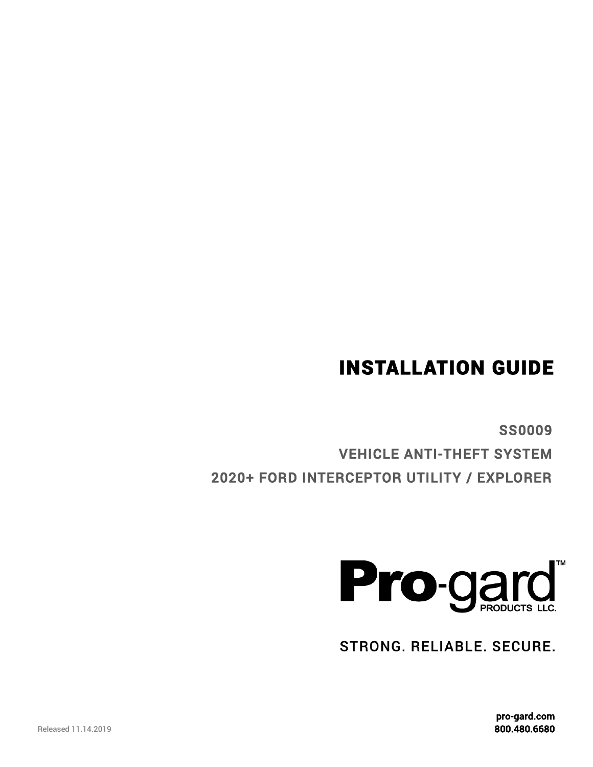# INSTALLATION GUIDE

## SS0009

## VEHICLE ANTI-THEFT SYSTEM

## 2020+ FORD INTERCEPTOR UTILITY / EXPLORER

Pro-gard™ PRODUCTS LLC.

STRONG. RELIABLE. SECURE.

Released 11.14.2019

**pro-gard.com**
**800.480.6680**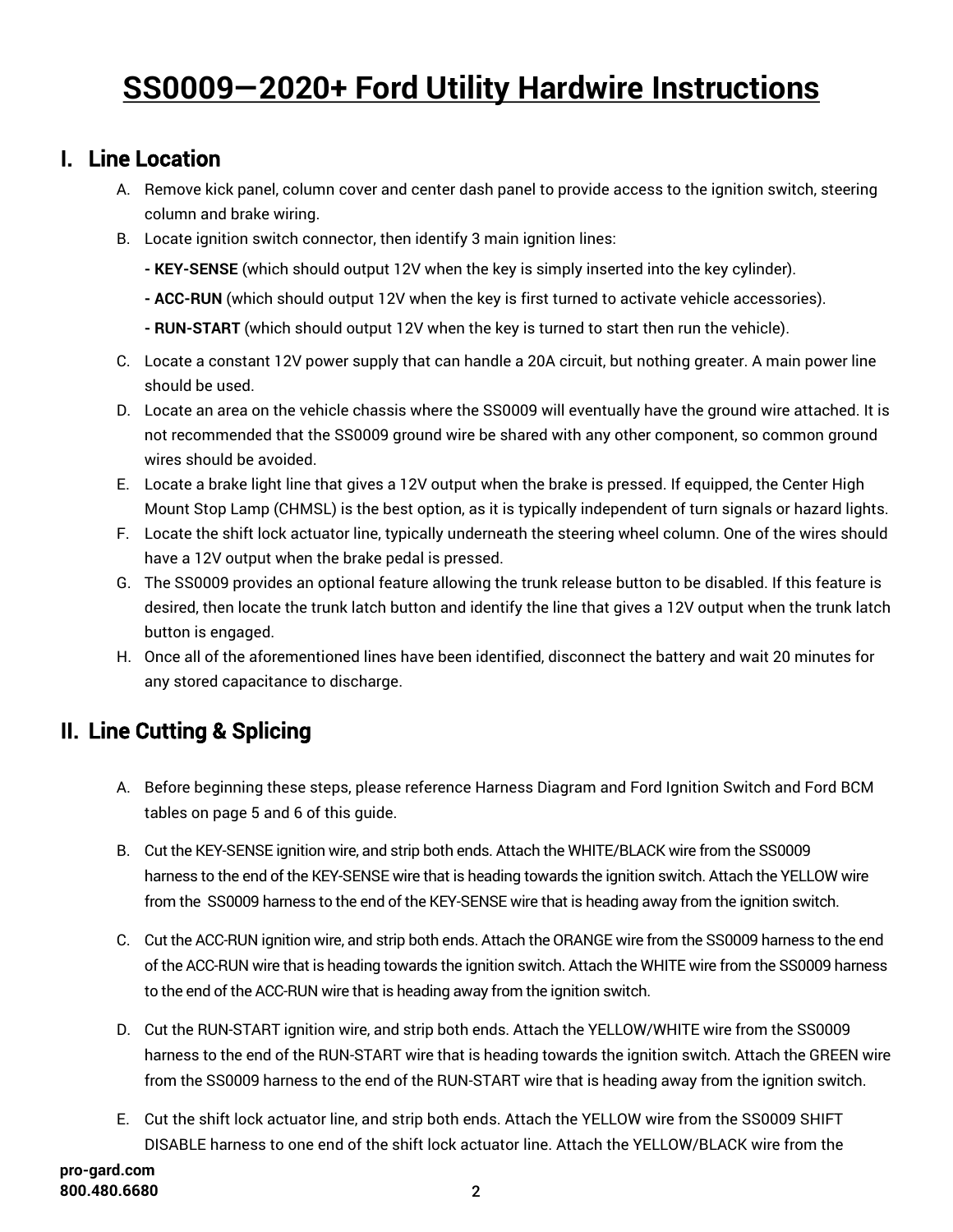# SS0009—2020+ Ford Utility Hardwire Instructions

## I. Line Location

A. Remove kick panel, column cover and center dash panel to provide access to the ignition switch, steering column and brake wiring.

B. Locate ignition switch connector, then identify 3 main ignition lines:

   **- KEY-SENSE** (which should output 12V when the key is simply inserted into the key cylinder).

   **- ACC-RUN** (which should output 12V when the key is first turned to activate vehicle accessories).

   **- RUN-START** (which should output 12V when the key is turned to start then run the vehicle).

C. Locate a constant 12V power supply that can handle a 20A circuit, but nothing greater. A main power line should be used.

D. Locate an area on the vehicle chassis where the SS0009 will eventually have the ground wire attached. It is not recommended that the SS0009 ground wire be shared with any other component, so common ground wires should be avoided.

E. Locate a brake light line that gives a 12V output when the brake is pressed. If equipped, the Center High Mount Stop Lamp (CHMSL) is the best option, as it is typically independent of turn signals or hazard lights.

F. Locate the shift lock actuator line, typically underneath the steering wheel column. One of the wires should have a 12V output when the brake pedal is pressed.

G. The SS0009 provides an optional feature allowing the trunk release button to be disabled. If this feature is desired, then locate the trunk latch button and identify the line that gives a 12V output when the trunk latch button is engaged.

H. Once all of the aforementioned lines have been identified, disconnect the battery and wait 20 minutes for any stored capacitance to discharge.

## II. Line Cutting & Splicing

A. Before beginning these steps, please reference Harness Diagram and Ford Ignition Switch and Ford BCM tables on page 5 and 6 of this guide.

B. Cut the KEY-SENSE ignition wire, and strip both ends. Attach the WHITE/BLACK wire from the SS0009 harness to the end of the KEY-SENSE wire that is heading towards the ignition switch. Attach the YELLOW wire from the SS0009 harness to the end of the KEY-SENSE wire that is heading away from the ignition switch.

C. Cut the ACC-RUN ignition wire, and strip both ends. Attach the ORANGE wire from the SS0009 harness to the end of the ACC-RUN wire that is heading towards the ignition switch. Attach the WHITE wire from the SS0009 harness to the end of the ACC-RUN wire that is heading away from the ignition switch.

D. Cut the RUN-START ignition wire, and strip both ends. Attach the YELLOW/WHITE wire from the SS0009 harness to the end of the RUN-START wire that is heading towards the ignition switch. Attach the GREEN wire from the SS0009 harness to the end of the RUN-START wire that is heading away from the ignition switch.

E. Cut the shift lock actuator line, and strip both ends. Attach the YELLOW wire from the SS0009 SHIFT DISABLE harness to one end of the shift lock actuator line. Attach the YELLOW/BLACK wire from the

**pro-gard.com**
**800.480.6680**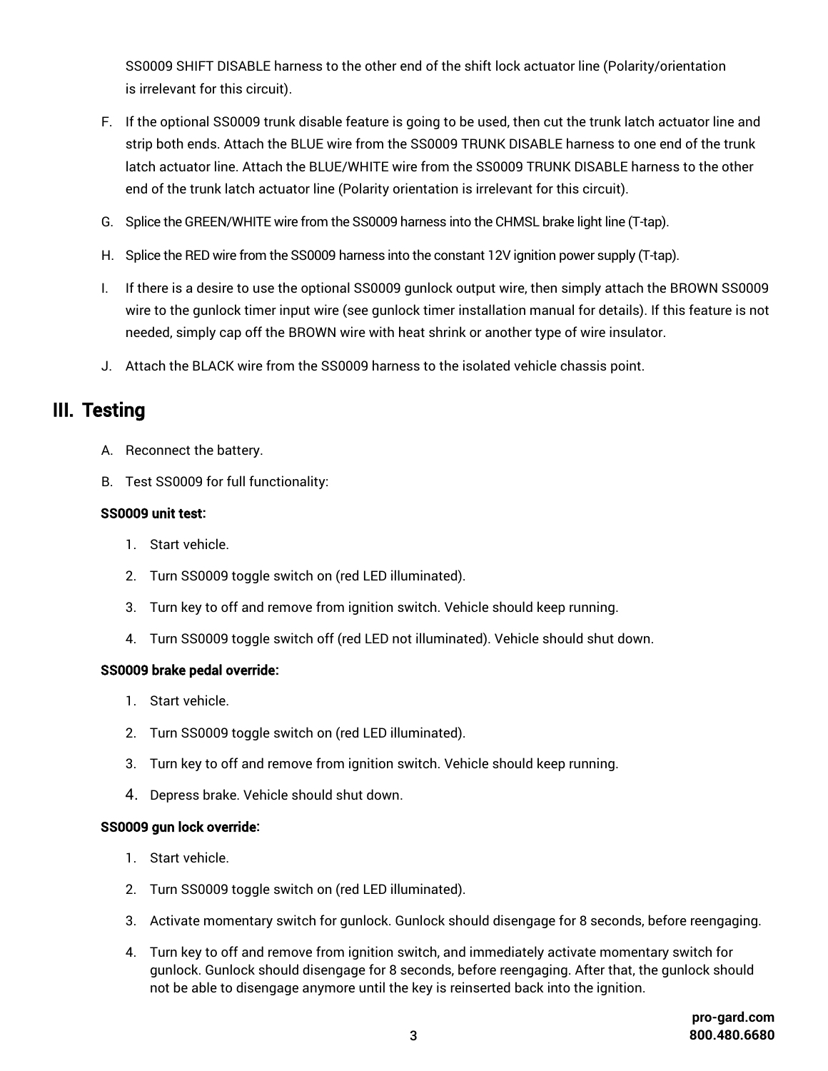SS0009 SHIFT DISABLE harness to the other end of the shift lock actuator line (Polarity/orientation is irrelevant for this circuit).

F. If the optional SS0009 trunk disable feature is going to be used, then cut the trunk latch actuator line and strip both ends. Attach the BLUE wire from the SS0009 TRUNK DISABLE harness to one end of the trunk latch actuator line. Attach the BLUE/WHITE wire from the SS0009 TRUNK DISABLE harness to the other end of the trunk latch actuator line (Polarity orientation is irrelevant for this circuit).

G. Splice the GREEN/WHITE wire from the SS0009 harness into the CHMSL brake light line (T-tap).

H. Splice the RED wire from the SS0009 harness into the constant 12V ignition power supply (T-tap).

I. If there is a desire to use the optional SS0009 gunlock output wire, then simply attach the BROWN SS0009 wire to the gunlock timer input wire (see gunlock timer installation manual for details). If this feature is not needed, simply cap off the BROWN wire with heat shrink or another type of wire insulator.

J. Attach the BLACK wire from the SS0009 harness to the isolated vehicle chassis point.

## III. Testing

A. Reconnect the battery.

B. Test SS0009 for full functionality:

**SS0009 unit test:**

1. Start vehicle.
2. Turn SS0009 toggle switch on (red LED illuminated).
3. Turn key to off and remove from ignition switch. Vehicle should keep running.
4. Turn SS0009 toggle switch off (red LED not illuminated). Vehicle should shut down.

**SS0009 brake pedal override:**

1. Start vehicle.
2. Turn SS0009 toggle switch on (red LED illuminated).
3. Turn key to off and remove from ignition switch. Vehicle should keep running.
4. Depress brake. Vehicle should shut down.

**SS0009 gun lock override:**

1. Start vehicle.
2. Turn SS0009 toggle switch on (red LED illuminated).
3. Activate momentary switch for gunlock. Gunlock should disengage for 8 seconds, before reengaging.
4. Turn key to off and remove from ignition switch, and immediately activate momentary switch for gunlock. Gunlock should disengage for 8 seconds, before reengaging. After that, the gunlock should not be able to disengage anymore until the key is reinserted back into the ignition.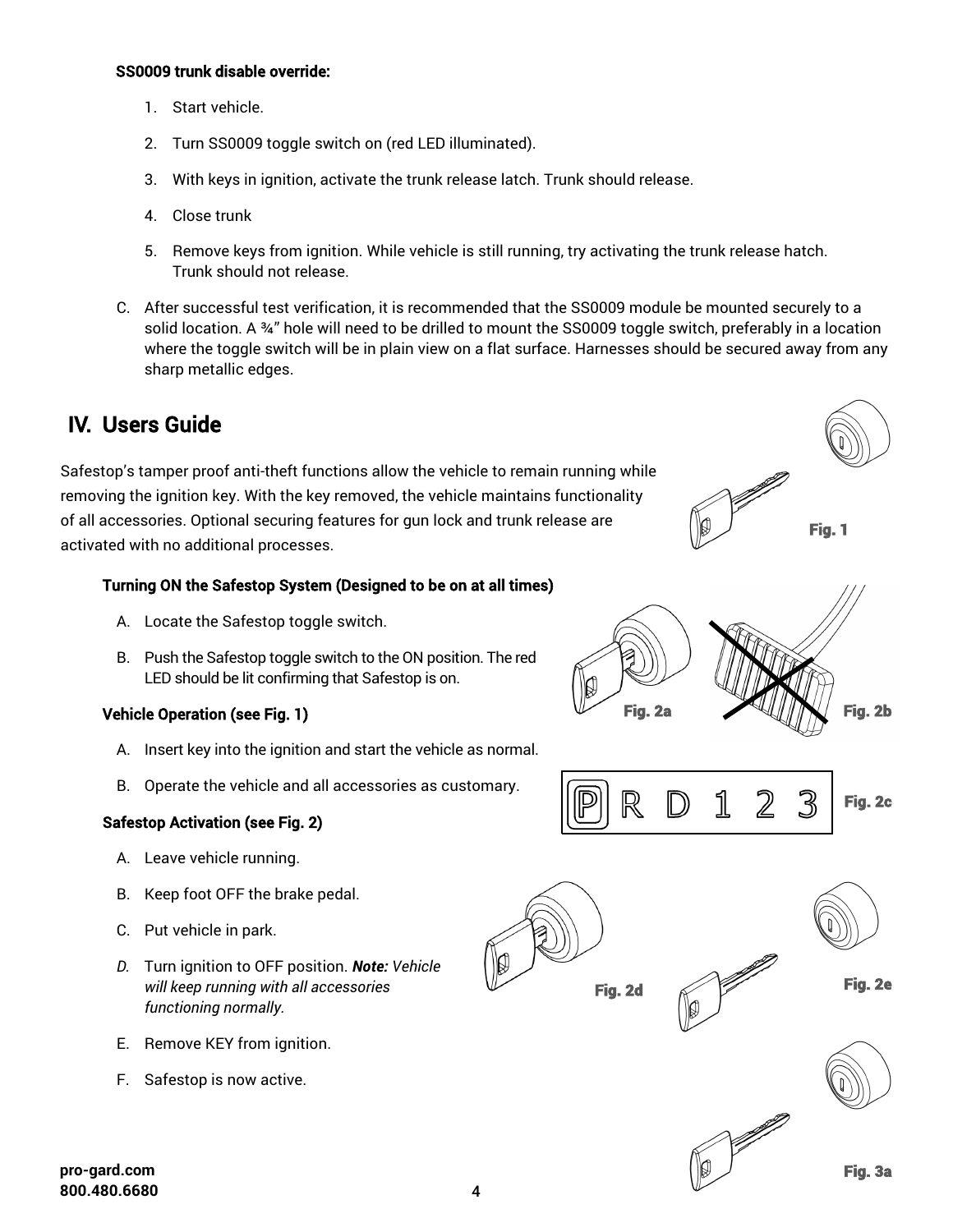**SS0009 trunk disable override:**

1. Start vehicle.
2. Turn SS0009 toggle switch on (red LED illuminated).
3. With keys in ignition, activate the trunk release latch. Trunk should release.
4. Close trunk
5. Remove keys from ignition. While vehicle is still running, try activating the trunk release hatch. Trunk should not release.

C. After successful test verification, it is recommended that the SS0009 module be mounted securely to a solid location. A ¾" hole will need to be drilled to mount the SS0009 toggle switch, preferably in a location where the toggle switch will be in plain view on a flat surface. Harnesses should be secured away from any sharp metallic edges.

## IV. Users Guide

Safestop's tamper proof anti-theft functions allow the vehicle to remain running while removing the ignition key. With the key removed, the vehicle maintains functionality of all accessories. Optional securing features for gun lock and trunk release are activated with no additional processes.

Fig. 1

**Turning ON the Safestop System (Designed to be on at all times)**

A. Locate the Safestop toggle switch.

B. Push the Safestop toggle switch to the ON position. The red LED should be lit confirming that Safestop is on.

Fig. 2a

Fig. 2b

**Vehicle Operation (see Fig. 1)**

A. Insert key into the ignition and start the vehicle as normal.

B. Operate the vehicle and all accessories as customary.

P R D 1 2 3

Fig. 2c

**Safestop Activation (see Fig. 2)**

A. Leave vehicle running.

B. Keep foot OFF the brake pedal.

C. Put vehicle in park.

*D. Turn ignition to OFF position. **Note:** Vehicle will keep running with all accessories functioning normally.*

E. Remove KEY from ignition.

F. Safestop is now active.

Fig. 2d

Fig. 2e

Fig. 3a

pro-gard.com
800.480.6680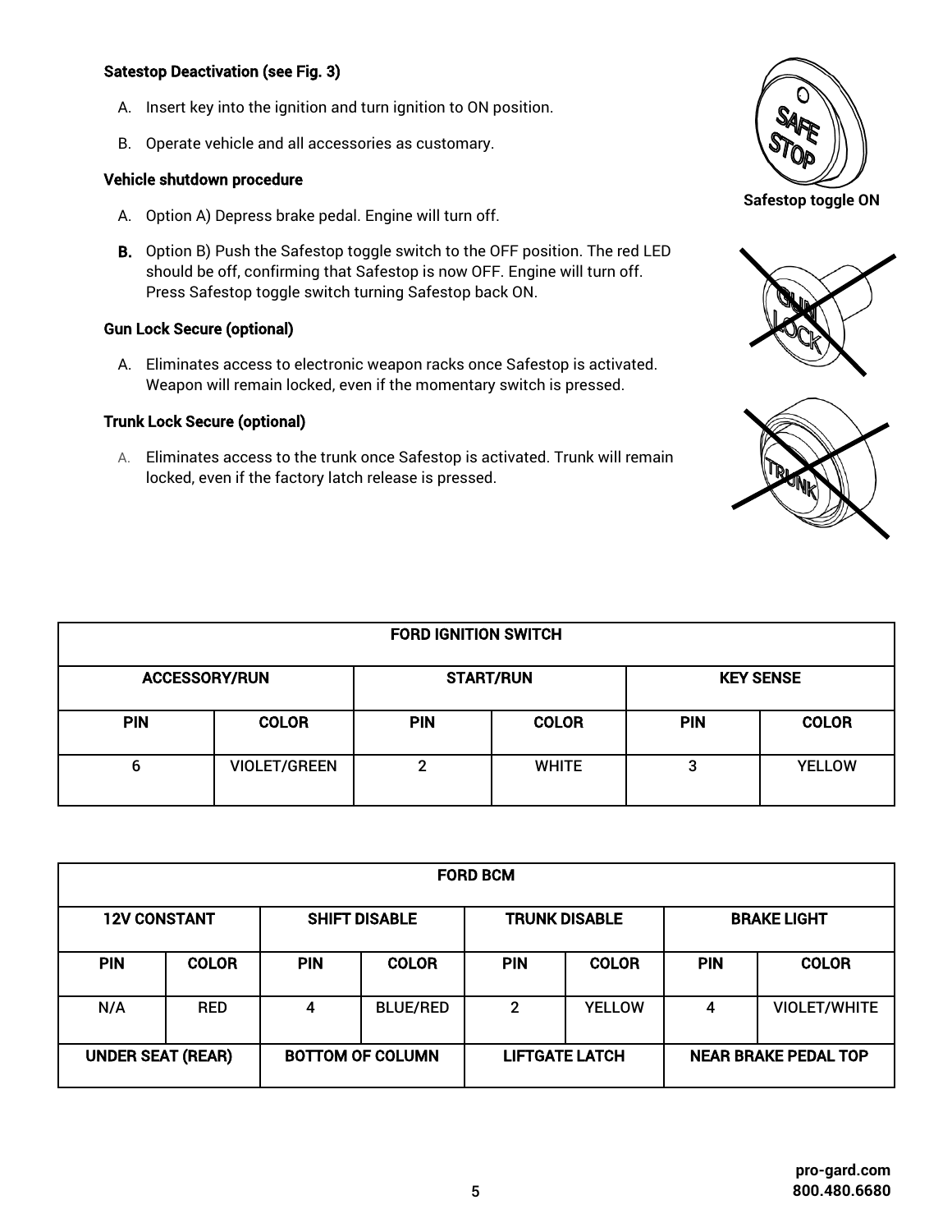### Satestop Deactivation (see Fig. 3)

A. Insert key into the ignition and turn ignition to ON position.

B. Operate vehicle and all accessories as customary.

### Vehicle shutdown procedure

A. Option A) Depress brake pedal. Engine will turn off.

**B.** Option B) Push the Safestop toggle switch to the OFF position. The red LED should be off, confirming that Safestop is now OFF. Engine will turn off. Press Safestop toggle switch turning Safestop back ON.

### Gun Lock Secure (optional)

A. Eliminates access to electronic weapon racks once Safestop is activated. Weapon will remain locked, even if the momentary switch is pressed.

### Trunk Lock Secure (optional)

A. Eliminates access to the trunk once Safestop is activated. Trunk will remain locked, even if the factory latch release is pressed.

**Safestop toggle ON**

| FORD IGNITION SWITCH | | | | | |
|---|---|---|---|---|---|
| ACCESSORY/RUN | | START/RUN | | KEY SENSE | |
| PIN | COLOR | PIN | COLOR | PIN | COLOR |
| 6 | VIOLET/GREEN | 2 | WHITE | 3 | YELLOW |

| FORD BCM | | | | | | | |
|---|---|---|---|---|---|---|---|
| 12V CONSTANT | | SHIFT DISABLE | | TRUNK DISABLE | | BRAKE LIGHT | |
| PIN | COLOR | PIN | COLOR | PIN | COLOR | PIN | COLOR |
| N/A | RED | 4 | BLUE/RED | 2 | YELLOW | 4 | VIOLET/WHITE |
| UNDER SEAT (REAR) | | BOTTOM OF COLUMN | | LIFTGATE LATCH | | NEAR BRAKE PEDAL TOP | |

pro-gard.com
800.480.6680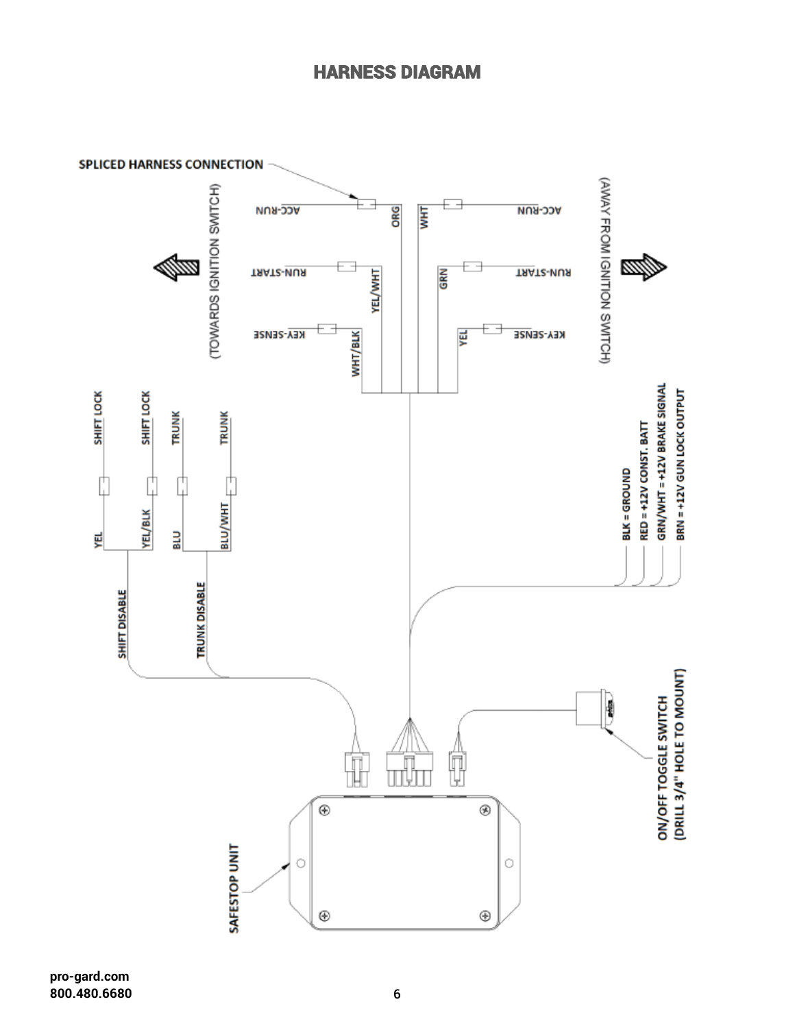# HARNESS DIAGRAM

SPLICED HARNESS CONNECTION

(TOWARDS IGNITION SWITCH)

ACC-RUN

RUN-START

KEY-SENSE

ORG

YEL/WHT

WHT/BLK

(AWAY FROM IGNITION SWITCH)

ACC-RUN

RUN-START

KEY-SENSE

WHT

GRN

YEL

SHIFT LOCK

SHIFT LOCK

TRUNK

TRUNK

YEL

YEL/BLK

BLU

BLU/WHT

SHIFT DISABLE

TRUNK DISABLE

BLK = GROUND

RED = +12V CONST. BATT

GRN/WHT = +12V BRAKE SIGNAL

BRN = +12V GUN LOCK OUTPUT

ON/OFF TOGGLE SWITCH
(DRILL 3/4" HOLE TO MOUNT)

SAFESTOP UNIT

pro-gard.com
800.480.6680